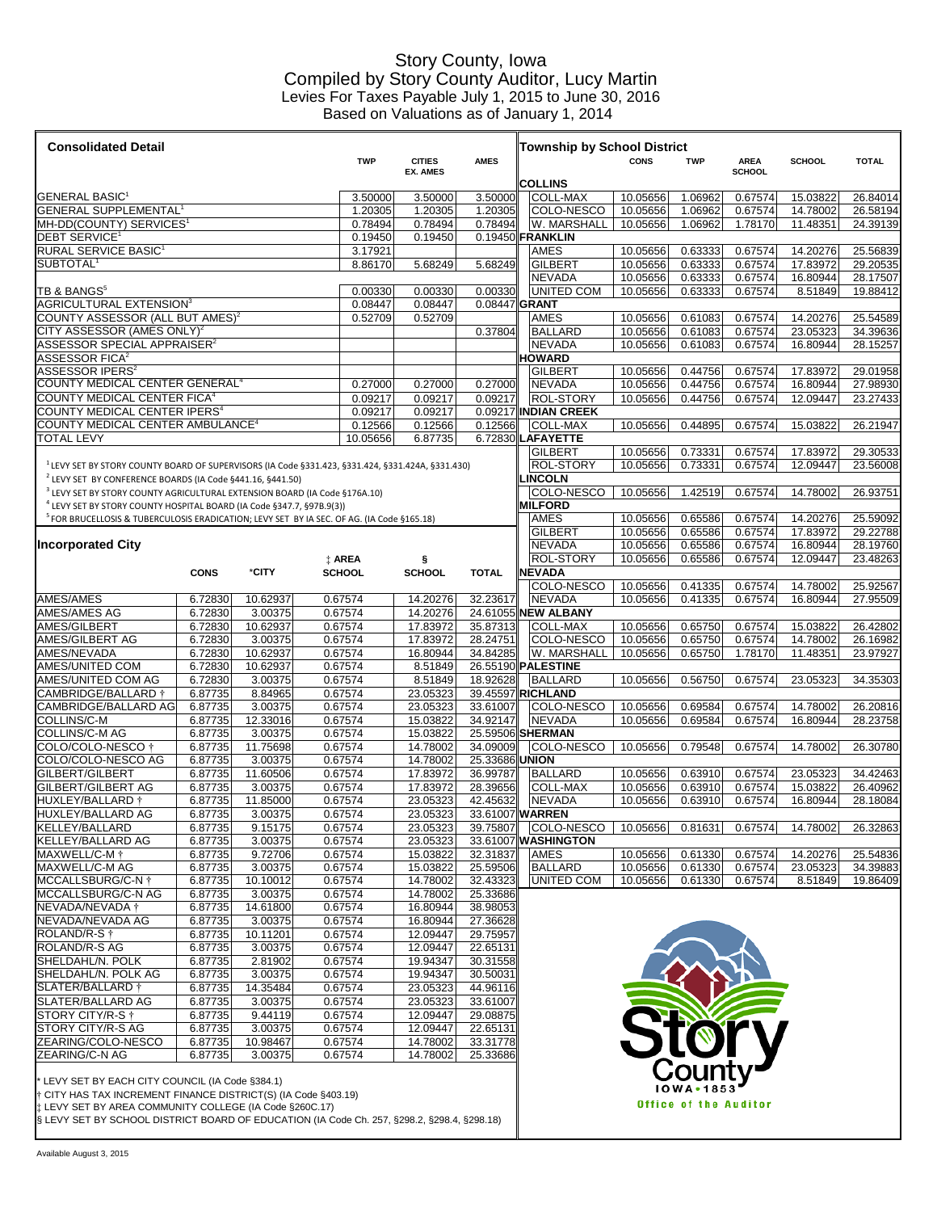# Story County, Iowa
## Compiled by Story County Auditor, Lucy Martin
## Levies For Taxes Payable July 1, 2015 to June 30, 2016
## Based on Valuations as of January 1, 2014

### Consolidated Detail

| | TWP | CITIES EX. AMES | AMES |
|---|---|---|---|
| GENERAL BASIC[1] | 3.50000 | 3.50000 | 3.50000 |
| GENERAL SUPPLEMENTAL[1] | 1.20305 | 1.20305 | 1.20305 |
| MH-DD(COUNTY) SERVICES[1] | 0.78494 | 0.78494 | 0.78494 |
| DEBT SERVICE[1] | 0.19450 | 0.19450 | 0.19450 |
| RURAL SERVICE BASIC[1] | 3.17921 | | |
| SUBTOTAL[1] | 8.86170 | 5.68249 | 5.68249 |
| TB & BANGS[5] | 0.00330 | 0.00330 | 0.00330 |
| AGRICULTURAL EXTENSION[3] | 0.08447 | 0.08447 | 0.08447 |
| COUNTY ASSESSOR (ALL BUT AMES)[2] | 0.52709 | 0.52709 | |
| CITY ASSESSOR (AMES ONLY)[2] | | | 0.37804 |
| ASSESSOR SPECIAL APPRAISER[2] | | | |
| ASSESSOR FICA[2] | | | |
| ASSESSOR IPERS[2] | | | |
| COUNTY MEDICAL CENTER GENERAL[4] | 0.27000 | 0.27000 | 0.27000 |
| COUNTY MEDICAL CENTER FICA[4] | 0.09217 | 0.09217 | 0.09217 |
| COUNTY MEDICAL CENTER IPERS[4] | 0.09217 | 0.09217 | 0.09217 |
| COUNTY MEDICAL CENTER AMBULANCE[4] | 0.12566 | 0.12566 | 0.12566 |
| TOTAL LEVY | 10.05656 | 6.87735 | 6.72830 |

[1] LEVY SET BY STORY COUNTY BOARD OF SUPERVISORS (IA Code §331.423, §331.424, §331.424A, §331.430)
[2] LEVY SET BY CONFERENCE BOARDS (IA Code §441.16, §441.50)
[3] LEVY SET BY STORY COUNTY AGRICULTURAL EXTENSION BOARD (IA Code §176A.10)
[4] LEVY SET BY STORY COUNTY HOSPITAL BOARD (IA Code §347.7, §97B.9(3))
[5] FOR BRUCELLOSIS & TUBERCULOSIS ERADICATION; LEVY SET BY IA SEC. OF AG. (IA Code §165.18)

### Incorporated City

| | CONS | *CITY | ‡ AREA SCHOOL | § SCHOOL | TOTAL |
|---|---|---|---|---|---|
| AMES/AMES | 6.72830 | 10.62937 | 0.67574 | 14.20276 | 32.23617 |
| AMES/AMES AG | 6.72830 | 3.00375 | 0.67574 | 14.20276 | 24.61055 |
| AMES/GILBERT | 6.72830 | 10.62937 | 0.67574 | 17.83972 | 35.87313 |
| AMES/GILBERT AG | 6.72830 | 3.00375 | 0.67574 | 17.83972 | 28.24751 |
| AMES/NEVADA | 6.72830 | 10.62937 | 0.67574 | 16.80944 | 34.84285 |
| AMES/UNITED COM | 6.72830 | 10.62937 | 0.67574 | 8.51849 | 26.55190 |
| AMES/UNITED COM AG | 6.72830 | 3.00375 | 0.67574 | 8.51849 | 18.92628 |
| CAMBRIDGE/BALLARD † | 6.87735 | 8.84965 | 0.67574 | 23.05323 | 39.45597 |
| CAMBRIDGE/BALLARD AG | 6.87735 | 3.00375 | 0.67574 | 23.05323 | 33.61007 |
| COLLINS/C-M | 6.87735 | 12.33016 | 0.67574 | 15.03822 | 34.92147 |
| COLLINS/C-M AG | 6.87735 | 3.00375 | 0.67574 | 15.03822 | 25.59506 |
| COLO/COLO-NESCO † | 6.87735 | 11.75698 | 0.67574 | 14.78002 | 34.09009 |
| COLO/COLO-NESCO AG | 6.87735 | 3.00375 | 0.67574 | 14.78002 | 25.33686 |
| GILBERT/GILBERT | 6.87735 | 11.60506 | 0.67574 | 17.83972 | 36.99787 |
| GILBERT/GILBERT AG | 6.87735 | 3.00375 | 0.67574 | 17.83972 | 28.39656 |
| HUXLEY/BALLARD † | 6.87735 | 11.85000 | 0.67574 | 23.05323 | 42.45632 |
| HUXLEY/BALLARD AG | 6.87735 | 3.00375 | 0.67574 | 23.05323 | 33.61007 |
| KELLEY/BALLARD | 6.87735 | 9.15175 | 0.67574 | 23.05323 | 39.75807 |
| KELLEY/BALLARD AG | 6.87735 | 3.00375 | 0.67574 | 23.05323 | 33.61007 |
| MAXWELL/C-M † | 6.87735 | 9.72706 | 0.67574 | 15.03822 | 32.31837 |
| MAXWELL/C-M AG | 6.87735 | 3.00375 | 0.67574 | 15.03822 | 25.59506 |
| MCCALLSBURG/C-N † | 6.87735 | 10.10012 | 0.67574 | 14.78002 | 32.43323 |
| MCCALLSBURG/C-N AG | 6.87735 | 3.00375 | 0.67574 | 14.78002 | 25.33686 |
| NEVADA/NEVADA † | 6.87735 | 14.61800 | 0.67574 | 16.80944 | 38.98053 |
| NEVADA/NEVADA AG | 6.87735 | 3.00375 | 0.67574 | 16.80944 | 27.36628 |
| ROLAND/R-S † | 6.87735 | 10.11201 | 0.67574 | 12.09447 | 29.75957 |
| ROLAND/R-S AG | 6.87735 | 3.00375 | 0.67574 | 12.09447 | 22.65131 |
| SHELDAHL/N. POLK | 6.87735 | 2.81902 | 0.67574 | 19.94347 | 30.31558 |
| SHELDAHL/N. POLK AG | 6.87735 | 3.00375 | 0.67574 | 19.94347 | 30.50031 |
| SLATER/BALLARD † | 6.87735 | 14.35484 | 0.67574 | 23.05323 | 44.96116 |
| SLATER/BALLARD AG | 6.87735 | 3.00375 | 0.67574 | 23.05323 | 33.61007 |
| STORY CITY/R-S † | 6.87735 | 9.44119 | 0.67574 | 12.09447 | 29.08875 |
| STORY CITY/R-S AG | 6.87735 | 3.00375 | 0.67574 | 12.09447 | 22.65131 |
| ZEARING/COLO-NESCO | 6.87735 | 10.98467 | 0.67574 | 14.78002 | 33.31778 |
| ZEARING/C-N AG | 6.87735 | 3.00375 | 0.67574 | 14.78002 | 25.33686 |

\* LEVY SET BY EACH CITY COUNCIL (IA Code §384.1)
† CITY HAS TAX INCREMENT FINANCE DISTRICT(S) (IA Code §403.19)
‡ LEVY SET BY AREA COMMUNITY COLLEGE (IA Code §260C.17)
§ LEVY SET BY SCHOOL DISTRICT BOARD OF EDUCATION (IA Code Ch. 257, §298.2, §298.4, §298.18)

### Township by School District

| | CONS | TWP | AREA SCHOOL | SCHOOL | TOTAL |
|---|---|---|---|---|---|
| **COLLINS** | | | | | |
| COLL-MAX | 10.05656 | 1.06962 | 0.67574 | 15.03822 | 26.84014 |
| COLO-NESCO | 10.05656 | 1.06962 | 0.67574 | 14.78002 | 26.58194 |
| W. MARSHALL | 10.05656 | 1.06962 | 1.78170 | 11.48351 | 24.39139 |
| **FRANKLIN** | | | | | |
| AMES | 10.05656 | 0.63333 | 0.67574 | 14.20276 | 25.56839 |
| GILBERT | 10.05656 | 0.63333 | 0.67574 | 17.83972 | 29.20535 |
| NEVADA | 10.05656 | 0.63333 | 0.67574 | 16.80944 | 28.17507 |
| UNITED COM | 10.05656 | 0.63333 | 0.67574 | 8.51849 | 19.88412 |
| **GRANT** | | | | | |
| AMES | 10.05656 | 0.61083 | 0.67574 | 14.20276 | 25.54589 |
| BALLARD | 10.05656 | 0.61083 | 0.67574 | 23.05323 | 34.39636 |
| NEVADA | 10.05656 | 0.61083 | 0.67574 | 16.80944 | 28.15257 |
| **HOWARD** | | | | | |
| GILBERT | 10.05656 | 0.44756 | 0.67574 | 17.83972 | 29.01958 |
| NEVADA | 10.05656 | 0.44756 | 0.67574 | 16.80944 | 27.98930 |
| ROL-STORY | 10.05656 | 0.44756 | 0.67574 | 12.09447 | 23.27433 |
| **INDIAN CREEK** | | | | | |
| COLL-MAX | 10.05656 | 0.44895 | 0.67574 | 15.03822 | 26.21947 |
| **LAFAYETTE** | | | | | |
| GILBERT | 10.05656 | 0.73331 | 0.67574 | 17.83972 | 29.30533 |
| ROL-STORY | 10.05656 | 0.73331 | 0.67574 | 12.09447 | 23.56008 |
| **LINCOLN** | | | | | |
| COLO-NESCO | 10.05656 | 1.42519 | 0.67574 | 14.78002 | 26.93751 |
| **MILFORD** | | | | | |
| AMES | 10.05656 | 0.65586 | 0.67574 | 14.20276 | 25.59092 |
| GILBERT | 10.05656 | 0.65586 | 0.67574 | 17.83972 | 29.22788 |
| NEVADA | 10.05656 | 0.65586 | 0.67574 | 16.80944 | 28.19760 |
| ROL-STORY | 10.05656 | 0.65586 | 0.67574 | 12.09447 | 23.48263 |
| **NEVADA** | | | | | |
| COLO-NESCO | 10.05656 | 0.41335 | 0.67574 | 14.78002 | 25.92567 |
| NEVADA | 10.05656 | 0.41335 | 0.67574 | 16.80944 | 27.95509 |
| **NEW ALBANY** | | | | | |
| COLL-MAX | 10.05656 | 0.65750 | 0.67574 | 15.03822 | 26.42802 |
| COLO-NESCO | 10.05656 | 0.65750 | 0.67574 | 14.78002 | 26.16982 |
| W. MARSHALL | 10.05656 | 0.65750 | 1.78170 | 11.48351 | 23.97927 |
| **PALESTINE** | | | | | |
| BALLARD | 10.05656 | 0.56750 | 0.67574 | 23.05323 | 34.35303 |
| **RICHLAND** | | | | | |
| COLO-NESCO | 10.05656 | 0.69584 | 0.67574 | 14.78002 | 26.20816 |
| NEVADA | 10.05656 | 0.69584 | 0.67574 | 16.80944 | 28.23758 |
| **SHERMAN** | | | | | |
| COLO-NESCO | 10.05656 | 0.79548 | 0.67574 | 14.78002 | 26.30780 |
| **UNION** | | | | | |
| BALLARD | 10.05656 | 0.63910 | 0.67574 | 23.05323 | 34.42463 |
| COLL-MAX | 10.05656 | 0.63910 | 0.67574 | 15.03822 | 26.40962 |
| NEVADA | 10.05656 | 0.63910 | 0.67574 | 16.80944 | 28.18084 |
| **WARREN** | | | | | |
| COLO-NESCO | 10.05656 | 0.81631 | 0.67574 | 14.78002 | 26.32863 |
| **WASHINGTON** | | | | | |
| AMES | 10.05656 | 0.61330 | 0.67574 | 14.20276 | 25.54836 |
| BALLARD | 10.05656 | 0.61330 | 0.67574 | 23.05323 | 34.39883 |
| UNITED COM | 10.05656 | 0.61330 | 0.67574 | 8.51849 | 19.86409 |

Story County IOWA • 1853
Office of the Auditor

Available August 3, 2015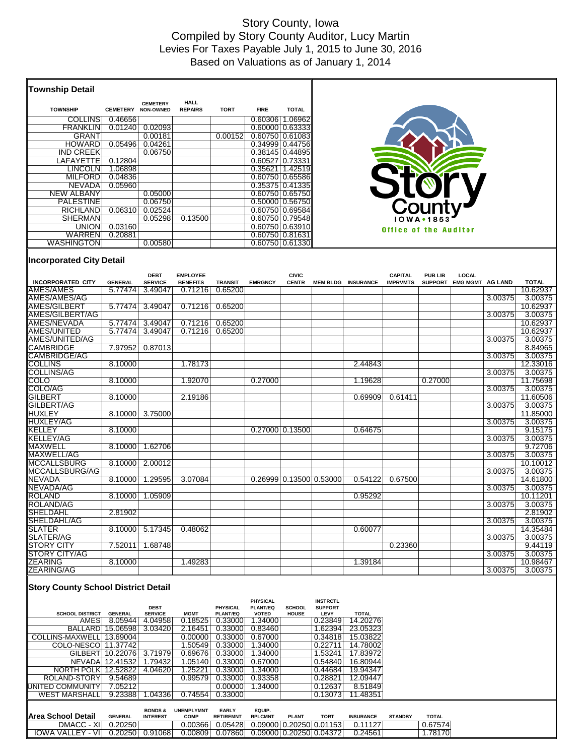# Story County, Iowa
# Compiled by Story County Auditor, Lucy Martin
# Levies For Taxes Payable July 1, 2015 to June 30, 2016
# Based on Valuations as of January 1, 2014

## Township Detail

| TOWNSHIP | CEMETERY | CEMETERY NON-OWNED | HALL REPAIRS | TORT | FIRE | TOTAL |
|---|---|---|---|---|---|---|
| COLLINS | 0.46656 | | | | 0.60306 | 1.06962 |
| FRANKLIN | 0.01240 | 0.02093 | | | 0.60000 | 0.63333 |
| GRANT | | 0.00181 | | 0.00152 | 0.60750 | 0.61083 |
| HOWARD | 0.05496 | 0.04261 | | | 0.34999 | 0.44756 |
| IND CREEK | | 0.06750 | | | 0.38145 | 0.44895 |
| LAFAYETTE | 0.12804 | | | | 0.60527 | 0.73331 |
| LINCOLN | 1.06898 | | | | 0.35621 | 1.42519 |
| MILFORD | 0.04836 | | | | 0.60750 | 0.65586 |
| NEVADA | 0.05960 | | | | 0.35375 | 0.41335 |
| NEW ALBANY | | 0.05000 | | | 0.60750 | 0.65750 |
| PALESTINE | | 0.06750 | | | 0.50000 | 0.56750 |
| RICHLAND | 0.06310 | 0.02524 | | | 0.60750 | 0.69584 |
| SHERMAN | | 0.05298 | 0.13500 | | 0.60750 | 0.79548 |
| UNION | 0.03160 | | | | 0.60750 | 0.63910 |
| WARREN | 0.20881 | | | | 0.60750 | 0.81631 |
| WASHINGTON | | 0.00580 | | | 0.60750 | 0.61330 |

Story County
IOWA • 1853
Office of the Auditor

## Incorporated City Detail

| INCORPORATED CITY | GENERAL | DEBT SERVICE | EMPLOYEE BENEFITS | TRANSIT | EMRGNCY | CIVIC CENTR | MEM BLDG | INSURANCE | CAPITAL IMPRVMTS | PUB LIB SUPPORT | LOCAL EMG MGMT | AG LAND | TOTAL |
|---|---|---|---|---|---|---|---|---|---|---|---|---|---|
| AMES/AMES | 5.77474 | 3.49047 | 0.71216 | 0.65200 | | | | | | | | | 10.62937 |
| AMES/AMES/AG | | | | | | | | | | | | 3.00375 | 3.00375 |
| AMES/GILBERT | 5.77474 | 3.49047 | 0.71216 | 0.65200 | | | | | | | | | 10.62937 |
| AMES/GILBERT/AG | | | | | | | | | | | | 3.00375 | 3.00375 |
| AMES/NEVADA | 5.77474 | 3.49047 | 0.71216 | 0.65200 | | | | | | | | | 10.62937 |
| AMES/UNITED | 5.77474 | 3.49047 | 0.71216 | 0.65200 | | | | | | | | | 10.62937 |
| AMES/UNITED/AG | | | | | | | | | | | | 3.00375 | 3.00375 |
| CAMBRIDGE | 7.97952 | 0.87013 | | | | | | | | | | | 8.84965 |
| CAMBRIDGE/AG | | | | | | | | | | | | 3.00375 | 3.00375 |
| COLLINS | 8.10000 | | 1.78173 | | | | | 2.44843 | | | | | 12.33016 |
| COLLINS/AG | | | | | | | | | | | | 3.00375 | 3.00375 |
| COLO | 8.10000 | | 1.92070 | | 0.27000 | | | 1.19628 | | 0.27000 | | | 11.75698 |
| COLO/AG | | | | | | | | | | | | 3.00375 | 3.00375 |
| GILBERT | 8.10000 | | 2.19186 | | | | | 0.69909 | 0.61411 | | | | 11.60506 |
| GILBERT/AG | | | | | | | | | | | | 3.00375 | 3.00375 |
| HUXLEY | 8.10000 | 3.75000 | | | | | | | | | | | 11.85000 |
| HUXLEY/AG | | | | | | | | | | | | 3.00375 | 3.00375 |
| KELLEY | 8.10000 | | | | 0.27000 | 0.13500 | | 0.64675 | | | | | 9.15175 |
| KELLEY/AG | | | | | | | | | | | | 3.00375 | 3.00375 |
| MAXWELL | 8.10000 | 1.62706 | | | | | | | | | | | 9.72706 |
| MAXWELL/AG | | | | | | | | | | | | 3.00375 | 3.00375 |
| MCCALLSBURG | 8.10000 | 2.00012 | | | | | | | | | | | 10.10012 |
| MCCALLSBURG/AG | | | | | | | | | | | | 3.00375 | 3.00375 |
| NEVADA | 8.10000 | 1.29595 | 3.07084 | | 0.26999 | 0.13500 | 0.53000 | 0.54122 | 0.67500 | | | | 14.61800 |
| NEVADA/AG | | | | | | | | | | | | 3.00375 | 3.00375 |
| ROLAND | 8.10000 | 1.05909 | | | | | | 0.95292 | | | | | 10.11201 |
| ROLAND/AG | | | | | | | | | | | | 3.00375 | 3.00375 |
| SHELDAHL | 2.81902 | | | | | | | | | | | | 2.81902 |
| SHELDAHL/AG | | | | | | | | | | | | 3.00375 | 3.00375 |
| SLATER | 8.10000 | 5.17345 | 0.48062 | | | | | 0.60077 | | | | | 14.35484 |
| SLATER/AG | | | | | | | | | | | | 3.00375 | 3.00375 |
| STORY CITY | 7.52011 | 1.68748 | | | | | | | 0.23360 | | | | 9.44119 |
| STORY CITY/AG | | | | | | | | | | | | 3.00375 | 3.00375 |
| ZEARING | 8.10000 | | 1.49283 | | | | | 1.39184 | | | | | 10.98467 |
| ZEARING/AG | | | | | | | | | | | | 3.00375 | 3.00375 |

## Story County School District Detail

| SCHOOL DISTRICT | GENERAL | DEBT SERVICE | MGMT | PHYSICAL PLANT/EQ | PHYSICAL PLANT/EQ VOTED | SCHOOL HOUSE | INSTRCTL SUPPORT LEVY | TOTAL |
|---|---|---|---|---|---|---|---|---|
| AMES | 8.05944 | 4.04958 | 0.18525 | 0.33000 | 1.34000 | | 0.23849 | 14.20276 |
| BALLARD | 15.06598 | 3.03420 | 2.16451 | 0.33000 | 0.83460 | | 1.62394 | 23.05323 |
| COLLINS-MAXWELL | 13.69004 | | 0.00000 | 0.33000 | 0.67000 | | 0.34818 | 15.03822 |
| COLO-NESCO | 11.37742 | | 1.50549 | 0.33000 | 1.34000 | | 0.22711 | 14.78002 |
| GILBERT | 10.22076 | 3.71979 | 0.69676 | 0.33000 | 1.34000 | | 1.53241 | 17.83972 |
| NEVADA | 12.41532 | 1.79432 | 1.05140 | 0.33000 | 0.67000 | | 0.54840 | 16.80944 |
| NORTH POLK | 12.52822 | 4.04620 | 1.25221 | 0.33000 | 1.34000 | | 0.44684 | 19.94347 |
| ROLAND-STORY | 9.54689 | | 0.99579 | 0.33000 | 0.93358 | | 0.28821 | 12.09447 |
| UNITED COMMUNITY | 7.05212 | | | 0.00000 | 1.34000 | | 0.12637 | 8.51849 |
| WEST MARSHALL | 9.23388 | 1.04336 | 0.74554 | 0.33000 | | | 0.13073 | 11.48351 |

## Area School Detail

| Area School Detail | GENERAL | BONDS & INTEREST | UNEMPLYMNT COMP | EARLY RETIREMNT | EQUIP. RPLCMNT | PLANT | TORT | INSURANCE | STANDBY | TOTAL |
|---|---|---|---|---|---|---|---|---|---|---|
| DMACC - XI | 0.20250 | | 0.00366 | 0.05428 | 0.09000 | 0.20250 | 0.01153 | 0.11127 | | 0.67574 |
| IOWA VALLEY - VI | 0.20250 | 0.91068 | 0.00809 | 0.07860 | 0.09000 | 0.20250 | 0.04372 | 0.24561 | | 1.78170 |